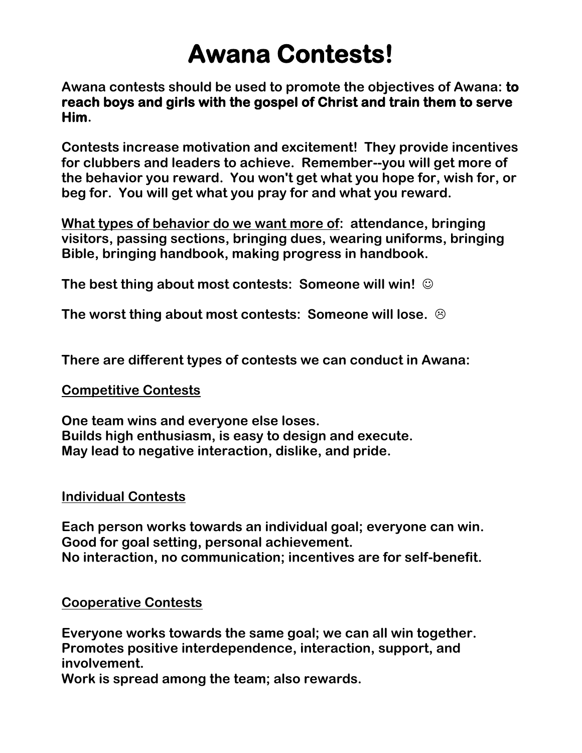# Awana Contests!

Awana contests should be used to promote the objectives of Awana: **to reach boys and girls with the gospel of Christ and train them to serve Him**.

Contests increase motivation and excitement! They provide incentives for clubbers and leaders to achieve. Remember--you will get more of the behavior you reward. You won't get what you hope for, wish for, or beg for. You will get what you pray for and what you reward.

<u>What types of behavior do we want more of</u>: attendance, bringing visitors, passing sections, bringing dues, wearing uniforms, bringing Bible, bringing handbook, making progress in handbook.

The best thing about most contests: Someone will win! ☺

The worst thing about most contests: Someone will lose. ☹

There are different types of contests we can conduct in Awana:

<u>Competitive Contests</u>

One team wins and everyone else loses.
Builds high enthusiasm, is easy to design and execute.
May lead to negative interaction, dislike, and pride.

<u>Individual Contests</u>

Each person works towards an individual goal; everyone can win.
Good for goal setting, personal achievement.
No interaction, no communication; incentives are for self-benefit.

<u>Cooperative Contests</u>

Everyone works towards the same goal; we can all win together.
Promotes positive interdependence, interaction, support, and involvement.
Work is spread among the team; also rewards.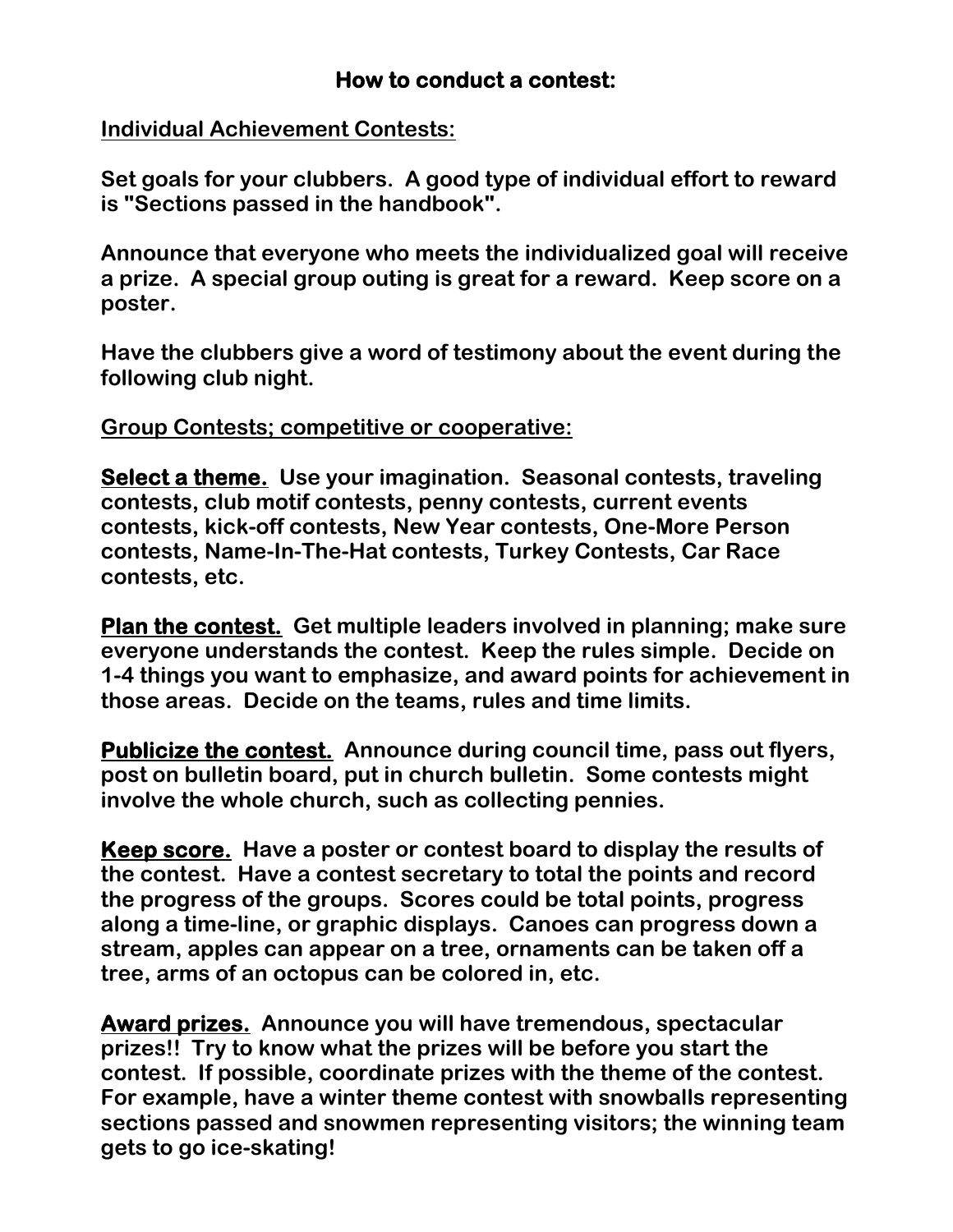# How to conduct a contest:

<u>Individual Achievement Contests:</u>

Set goals for your clubbers. A good type of individual effort to reward is "Sections passed in the handbook".

Announce that everyone who meets the individualized goal will receive a prize. A special group outing is great for a reward. Keep score on a poster.

Have the clubbers give a word of testimony about the event during the following club night.

<u>Group Contests; competitive or cooperative:</u>

**<u>Select a theme.</u>** Use your imagination. Seasonal contests, traveling contests, club motif contests, penny contests, current events contests, kick-off contests, New Year contests, One-More Person contests, Name-In-The-Hat contests, Turkey Contests, Car Race contests, etc.

**<u>Plan the contest.</u>** Get multiple leaders involved in planning; make sure everyone understands the contest. Keep the rules simple. Decide on 1-4 things you want to emphasize, and award points for achievement in those areas. Decide on the teams, rules and time limits.

**<u>Publicize the contest.</u>** Announce during council time, pass out flyers, post on bulletin board, put in church bulletin. Some contests might involve the whole church, such as collecting pennies.

**<u>Keep score.</u>** Have a poster or contest board to display the results of the contest. Have a contest secretary to total the points and record the progress of the groups. Scores could be total points, progress along a time-line, or graphic displays. Canoes can progress down a stream, apples can appear on a tree, ornaments can be taken off a tree, arms of an octopus can be colored in, etc.

**<u>Award prizes.</u>** Announce you will have tremendous, spectacular prizes!! Try to know what the prizes will be before you start the contest. If possible, coordinate prizes with the theme of the contest. For example, have a winter theme contest with snowballs representing sections passed and snowmen representing visitors; the winning team gets to go ice-skating!